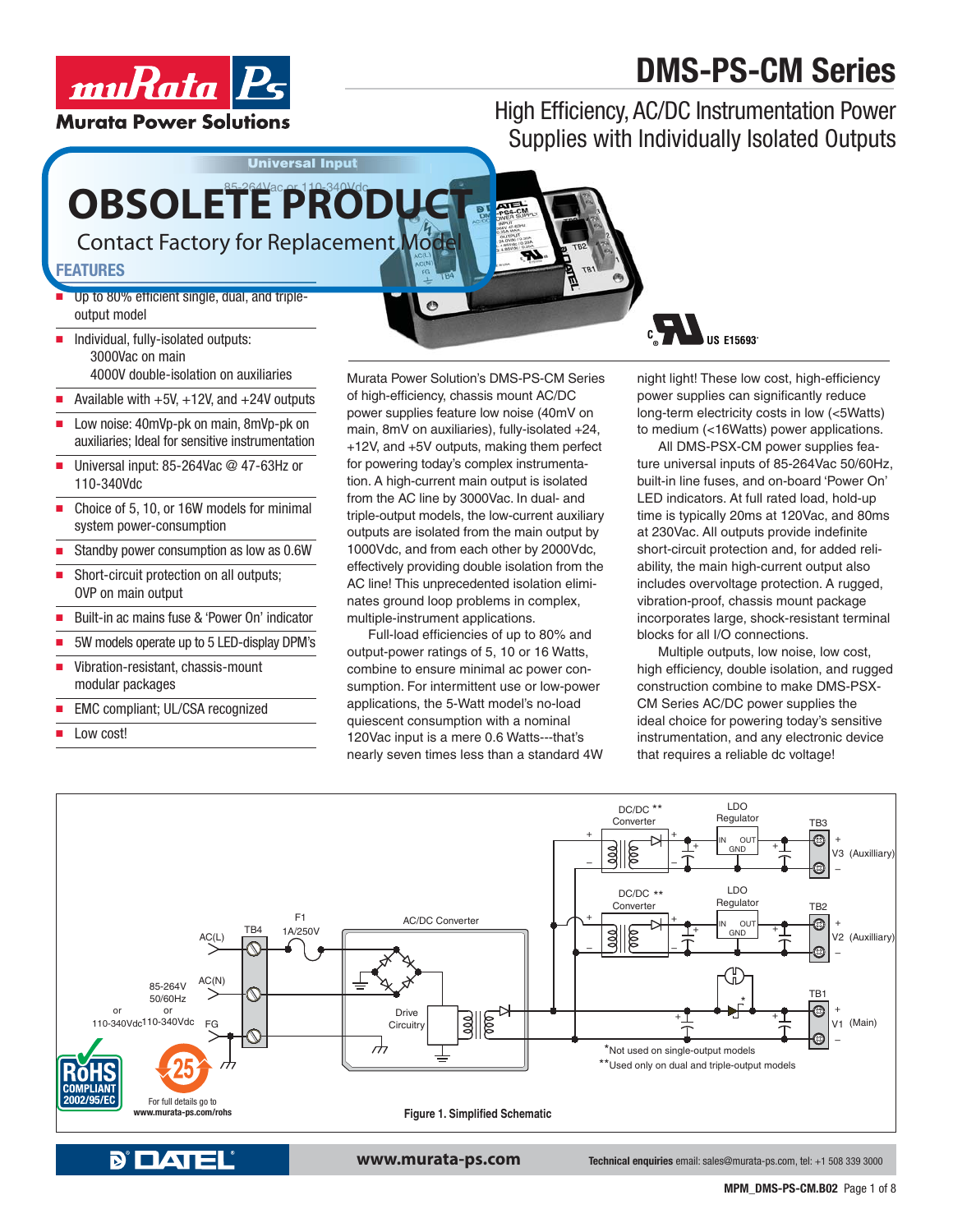# DMS-PS-CM Series

## High Efficiency, AC/DC Instrumentation Power Supplies with Individually Isolated Outputs

**OBSOLETE PRODUCT**
Contact Factory for Replacement Model

Universal Input
85-264Vac or 110-340Vdc

## FEATURES

- Up to 80% efficient single, dual, and triple-output model
- Individual, fully-isolated outputs:
  3000Vac on main
  4000V double-isolation on auxiliaries
- Available with +5V, +12V, and +24V outputs
- Low noise: 40mVp-pk on main, 8mVp-pk on auxiliaries; Ideal for sensitive instrumentation
- Universal input: 85-264Vac @ 47-63Hz or 110-340Vdc
- Choice of 5, 10, or 16W models for minimal system power-consumption
- Standby power consumption as low as 0.6W
- Short-circuit protection on all outputs; OVP on main output
- Built-in ac mains fuse & 'Power On' indicator
- 5W models operate up to 5 LED-display DPM's
- Vibration-resistant, chassis-mount modular packages
- EMC compliant; UL/CSA recognized
- Low cost!

c US E15693

Murata Power Solution's DMS-PS-CM Series of high-efficiency, chassis mount AC/DC power supplies feature low noise (40mV on main, 8mV on auxiliaries), fully-isolated +24, +12V, and +5V outputs, making them perfect for powering today's complex instrumentation. A high-current main output is isolated from the AC line by 3000Vac. In dual- and triple-output models, the low-current auxiliary outputs are isolated from the main output by 1000Vdc, and from each other by 2000Vdc, effectively providing double isolation from the AC line! This unprecedented isolation eliminates ground loop problems in complex, multiple-instrument applications.

Full-load efficiencies of up to 80% and output-power ratings of 5, 10 or 16 Watts, combine to ensure minimal ac power consumption. For intermittent use or low-power applications, the 5-Watt model's no-load quiescent consumption with a nominal 120Vac input is a mere 0.6 Watts---that's nearly seven times less than a standard 4W night light! These low cost, high-efficiency power supplies can significantly reduce long-term electricity costs in low (<5Watts) to medium (<16Watts) power applications.

All DMS-PSX-CM power supplies feature universal inputs of 85-264Vac 50/60Hz, built-in line fuses, and on-board 'Power On' LED indicators. At full rated load, hold-up time is typically 20ms at 120Vac, and 80ms at 230Vac. All outputs provide indefinite short-circuit protection and, for added reliability, the main high-current output also includes overvoltage protection. A rugged, vibration-proof, chassis mount package incorporates large, shock-resistant terminal blocks for all I/O connections.

Multiple outputs, low noise, low cost, high efficiency, double isolation, and rugged construction combine to make DMS-PSX-CM Series AC/DC power supplies the ideal choice for powering today's sensitive instrumentation, and any electronic device that requires a reliable dc voltage!

AC(L), AC(N), FG — TB4; F1 1A/250V; 85-264V 50/60Hz or 110-340Vdc; AC/DC Converter; Drive Circuitry; DC/DC ** Converter; LDO Regulator (IN, OUT, GND); TB3 V3 (Auxilliary); TB2 V2 (Auxilliary); TB1 V1 (Main)

*Not used on single-output models
**Used only on dual and triple-output models

**Figure 1. Simplified Schematic**

RoHS COMPLIANT 2002/95/EC
For full details go to www.murata-ps.com/rohs

www.murata-ps.com
**Technical enquiries** email: sales@murata-ps.com, tel: +1 508 339 3000

**MPM_DMS-PS-CM.B02**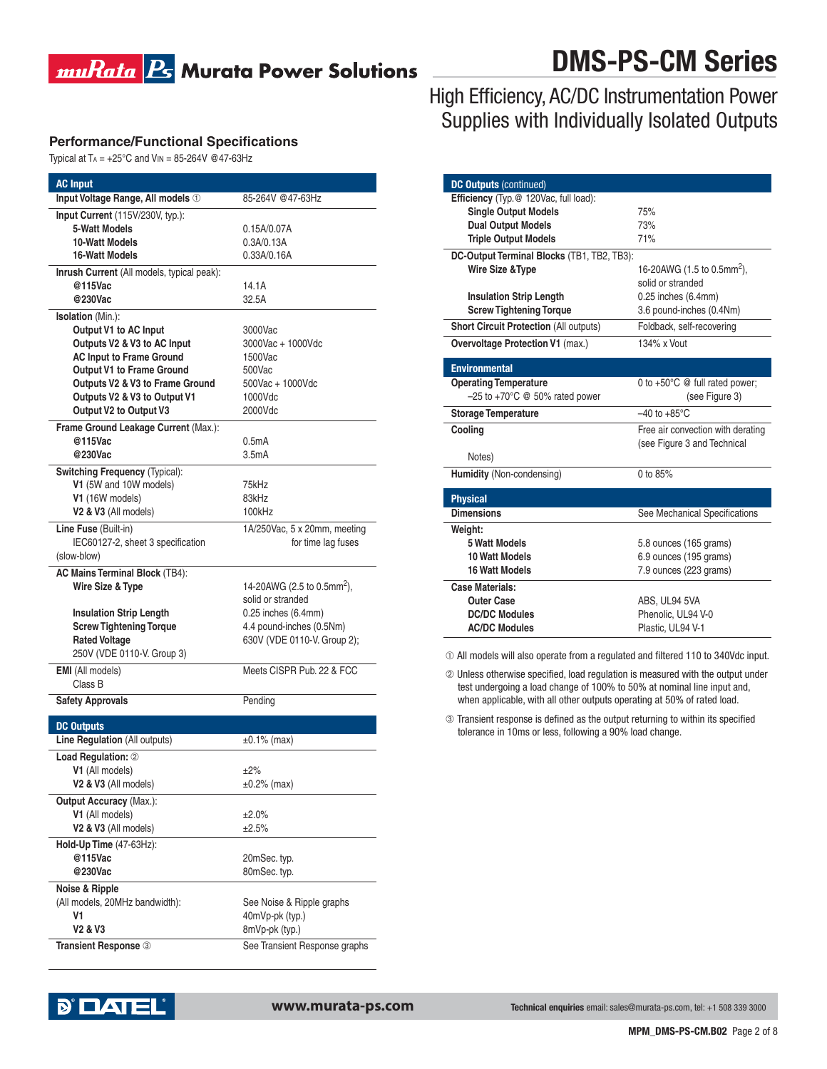# DMS-PS-CM Series

## High Efficiency, AC/DC Instrumentation Power Supplies with Individually Isolated Outputs

### Performance/Functional Specifications

Typical at $T_A$ = +25°C and $V_{IN}$ = 85-264V @47-63Hz

| **AC Input** | |
|---|---|
| **Input Voltage Range, All models** ① | 85-264V @47-63Hz |
| **Input Current** (115V/230V, typ.): | |
| **5-Watt Models** | 0.15A/0.07A |
| **10-Watt Models** | 0.3A/0.13A |
| **16-Watt Models** | 0.33A/0.16A |
| **Inrush Current** (All models, typical peak): | |
| **@115Vac** | 14.1A |
| **@230Vac** | 32.5A |
| **Isolation** (Min.): | |
| **Output V1 to AC Input** | 3000Vac |
| **Outputs V2 & V3 to AC Input** | 3000Vac + 1000Vdc |
| **AC Input to Frame Ground** | 1500Vac |
| **Output V1 to Frame Ground** | 500Vac |
| **Outputs V2 & V3 to Frame Ground** | 500Vac + 1000Vdc |
| **Outputs V2 & V3 to Output V1** | 1000Vdc |
| **Output V2 to Output V3** | 2000Vdc |
| **Frame Ground Leakage Current** (Max.): | |
| **@115Vac** | 0.5mA |
| **@230Vac** | 3.5mA |
| **Switching Frequency** (Typical): | |
| **V1** (5W and 10W models) | 75kHz |
| **V1** (16W models) | 83kHz |
| **V2 & V3** (All models) | 100kHz |
| **Line Fuse** (Built-in) IEC60127-2, sheet 3 specification (slow-blow) | 1A/250Vac, 5 x 20mm, meeting for time lag fuses |
| **AC Mains Terminal Block** (TB4): | |
| **Wire Size & Type** | 14-20AWG (2.5 to 0.5mm$^2$), solid or stranded |
| **Insulation Strip Length** | 0.25 inches (6.4mm) |
| **Screw Tightening Torque** | 4.4 pound-inches (0.5Nm) |
| **Rated Voltage** 250V (VDE 0110-V. Group 3) | 630V (VDE 0110-V. Group 2); |
| **EMI** (All models) Class B | Meets CISPR Pub. 22 & FCC |
| **Safety Approvals** | Pending |

| **DC Outputs** | |
|---|---|
| **Line Regulation** (All outputs) | ±0.1% (max) |
| **Load Regulation:** ② | |
| **V1** (All models) | ±2% |
| **V2 & V3** (All models) | ±0.2% (max) |
| **Output Accuracy** (Max.): | |
| **V1** (All models) | ±2.0% |
| **V2 & V3** (All models) | ±2.5% |
| **Hold-Up Time** (47-63Hz): | |
| **@115Vac** | 20mSec. typ. |
| **@230Vac** | 80mSec. typ. |
| **Noise & Ripple** (All models, 20MHz bandwidth): | See Noise & Ripple graphs |
| **V1** | 40mVp-pk (typ.) |
| **V2 & V3** | 8mVp-pk (typ.) |
| **Transient Response** ③ | See Transient Response graphs |

| **DC Outputs** (continued) | |
|---|---|
| **Efficiency** (Typ.@ 120Vac, full load): | |
| **Single Output Models** | 75% |
| **Dual Output Models** | 73% |
| **Triple Output Models** | 71% |
| **DC-Output Terminal Blocks** (TB1, TB2, TB3): | |
| **Wire Size &Type** | 16-20AWG (1.5 to 0.5mm$^2$), solid or stranded |
| **Insulation Strip Length** | 0.25 inches (6.4mm) |
| **Screw Tightening Torque** | 3.6 pound-inches (0.4Nm) |
| **Short Circuit Protection** (All outputs) | Foldback, self-recovering |
| **Overvoltage Protection V1** (max.) | 134% x Vout |

| **Environmental** | |
|---|---|
| **Operating Temperature** | 0 to +50°C @ full rated power; |
| –25 to +70°C @ 50% rated power | (see Figure 3) |
| **Storage Temperature** | –40 to +85°C |
| **Cooling** | Free air convection with derating (see Figure 3 and Technical Notes) |
| **Humidity** (Non-condensing) | 0 to 85% |

| **Physical** | |
|---|---|
| **Dimensions** | See Mechanical Specifications |
| **Weight:** | |
| **5 Watt Models** | 5.8 ounces (165 grams) |
| **10 Watt Models** | 6.9 ounces (195 grams) |
| **16 Watt Models** | 7.9 ounces (223 grams) |
| **Case Materials:** | |
| **Outer Case** | ABS, UL94 5VA |
| **DC/DC Modules** | Phenolic, UL94 V-0 |
| **AC/DC Modules** | Plastic, UL94 V-1 |

① All models will also operate from a regulated and filtered 110 to 340Vdc input.

② Unless otherwise specified, load regulation is measured with the output under test undergoing a load change of 100% to 50% at nominal line input and, when applicable, with all other outputs operating at 50% of rated load.

③ Transient response is defined as the output returning to within its specified tolerance in 10ms or less, following a 90% load change.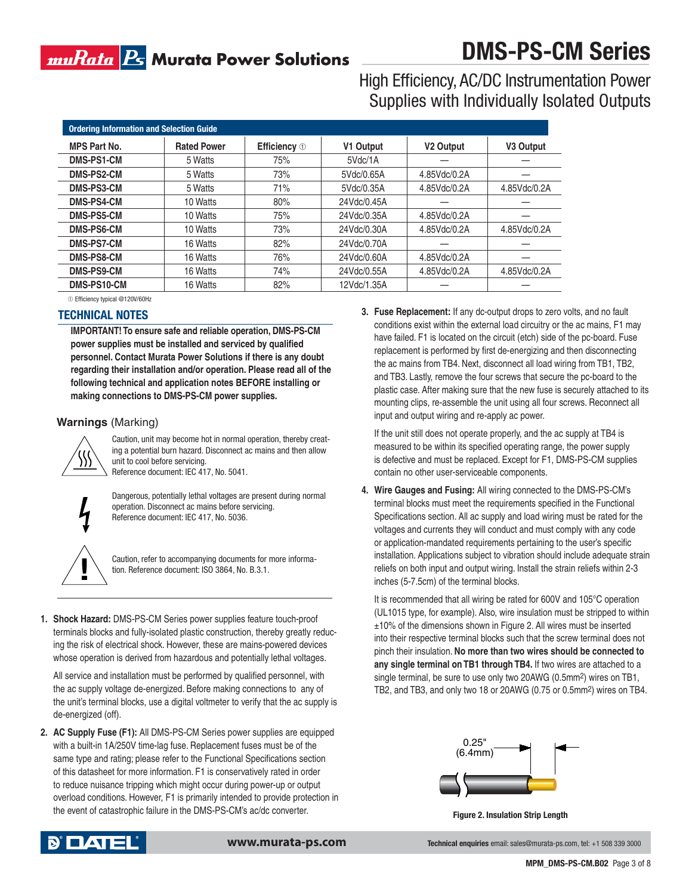# DMS-PS-CM Series

## High Efficiency, AC/DC Instrumentation Power Supplies with Individually Isolated Outputs

**Ordering Information and Selection Guide**

| MPS Part No. | Rated Power | Efficiency ① | V1 Output | V2 Output | V3 Output |
|---|---|---|---|---|---|
| DMS-PS1-CM | 5 Watts | 75% | 5Vdc/1A | — | — |
| DMS-PS2-CM | 5 Watts | 73% | 5Vdc/0.65A | 4.85Vdc/0.2A | — |
| DMS-PS3-CM | 5 Watts | 71% | 5Vdc/0.35A | 4.85Vdc/0.2A | 4.85Vdc/0.2A |
| DMS-PS4-CM | 10 Watts | 80% | 24Vdc/0.45A | — | — |
| DMS-PS5-CM | 10 Watts | 75% | 24Vdc/0.35A | 4.85Vdc/0.2A | — |
| DMS-PS6-CM | 10 Watts | 73% | 24Vdc/0.30A | 4.85Vdc/0.2A | 4.85Vdc/0.2A |
| DMS-PS7-CM | 16 Watts | 82% | 24Vdc/0.70A | — | — |
| DMS-PS8-CM | 16 Watts | 76% | 24Vdc/0.60A | 4.85Vdc/0.2A | — |
| DMS-PS9-CM | 16 Watts | 74% | 24Vdc/0.55A | 4.85Vdc/0.2A | 4.85Vdc/0.2A |
| DMS-PS10-CM | 16 Watts | 82% | 12Vdc/1.35A | — | — |

① Efficiency typical @120V/60Hz

## TECHNICAL NOTES

**IMPORTANT! To ensure safe and reliable operation, DMS-PS-CM power supplies must be installed and serviced by qualified personnel. Contact Murata Power Solutions if there is any doubt regarding their installation and/or operation. Please read all of the following technical and application notes BEFORE installing or making connections to DMS-PS-CM power supplies.**

### Warnings (Marking)

Caution, unit may become hot in normal operation, thereby creating a potential burn hazard. Disconnect ac mains and then allow unit to cool before servicing.
Reference document: IEC 417, No. 5041.

Dangerous, potentially lethal voltages are present during normal operation. Disconnect ac mains before servicing.
Reference document: IEC 417, No. 5036.

Caution, refer to accompanying documents for more information. Reference document: ISO 3864, No. B.3.1.

1. **Shock Hazard:** DMS-PS-CM Series power supplies feature touch-proof terminals blocks and fully-isolated plastic construction, thereby greatly reducing the risk of electrical shock. However, these are mains-powered devices whose operation is derived from hazardous and potentially lethal voltages.

   All service and installation must be performed by qualified personnel, with the ac supply voltage de-energized. Before making connections to any of the unit's terminal blocks, use a digital voltmeter to verify that the ac supply is de-energized (off).

2. **AC Supply Fuse (F1):** All DMS-PS-CM Series power supplies are equipped with a built-in 1A/250V time-lag fuse. Replacement fuses must be of the same type and rating; please refer to the Functional Specifications section of this datasheet for more information. F1 is conservatively rated in order to reduce nuisance tripping which might occur during power-up or output overload conditions. However, F1 is primarily intended to provide protection in the event of catastrophic failure in the DMS-PS-CM's ac/dc converter.

3. **Fuse Replacement:** If any dc-output drops to zero volts, and no fault conditions exist within the external load circuitry or the ac mains, F1 may have failed. F1 is located on the circuit (etch) side of the pc-board. Fuse replacement is performed by first de-energizing and then disconnecting the ac mains from TB4. Next, disconnect all load wiring from TB1, TB2, and TB3. Lastly, remove the four screws that secure the pc-board to the plastic case. After making sure that the new fuse is securely attached to its mounting clips, re-assemble the unit using all four screws. Reconnect all input and output wiring and re-apply ac power.

   If the unit still does not operate properly, and the ac supply at TB4 is measured to be within its specified operating range, the power supply is defective and must be replaced. Except for F1, DMS-PS-CM supplies contain no other user-serviceable components.

4. **Wire Gauges and Fusing:** All wiring connected to the DMS-PS-CM's terminal blocks must meet the requirements specified in the Functional Specifications section. All ac supply and load wiring must be rated for the voltages and currents they will conduct and must comply with any code or application-mandated requirements pertaining to the user's specific installation. Applications subject to vibration should include adequate strain reliefs on both input and output wiring. Install the strain reliefs within 2-3 inches (5-7.5cm) of the terminal blocks.

   It is recommended that all wiring be rated for 600V and 105°C operation (UL1015 type, for example). Also, wire insulation must be stripped to within ±10% of the dimensions shown in Figure 2. All wires must be inserted into their respective terminal blocks such that the screw terminal does not pinch their insulation. **No more than two wires should be connected to any single terminal on TB1 through TB4.** If two wires are attached to a single terminal, be sure to use only two 20AWG (0.5mm²) wires on TB1, TB2, and TB3, and only two 18 or 20AWG (0.75 or 0.5mm²) wires on TB4.

0.25" (6.4mm)

**Figure 2. Insulation Strip Length**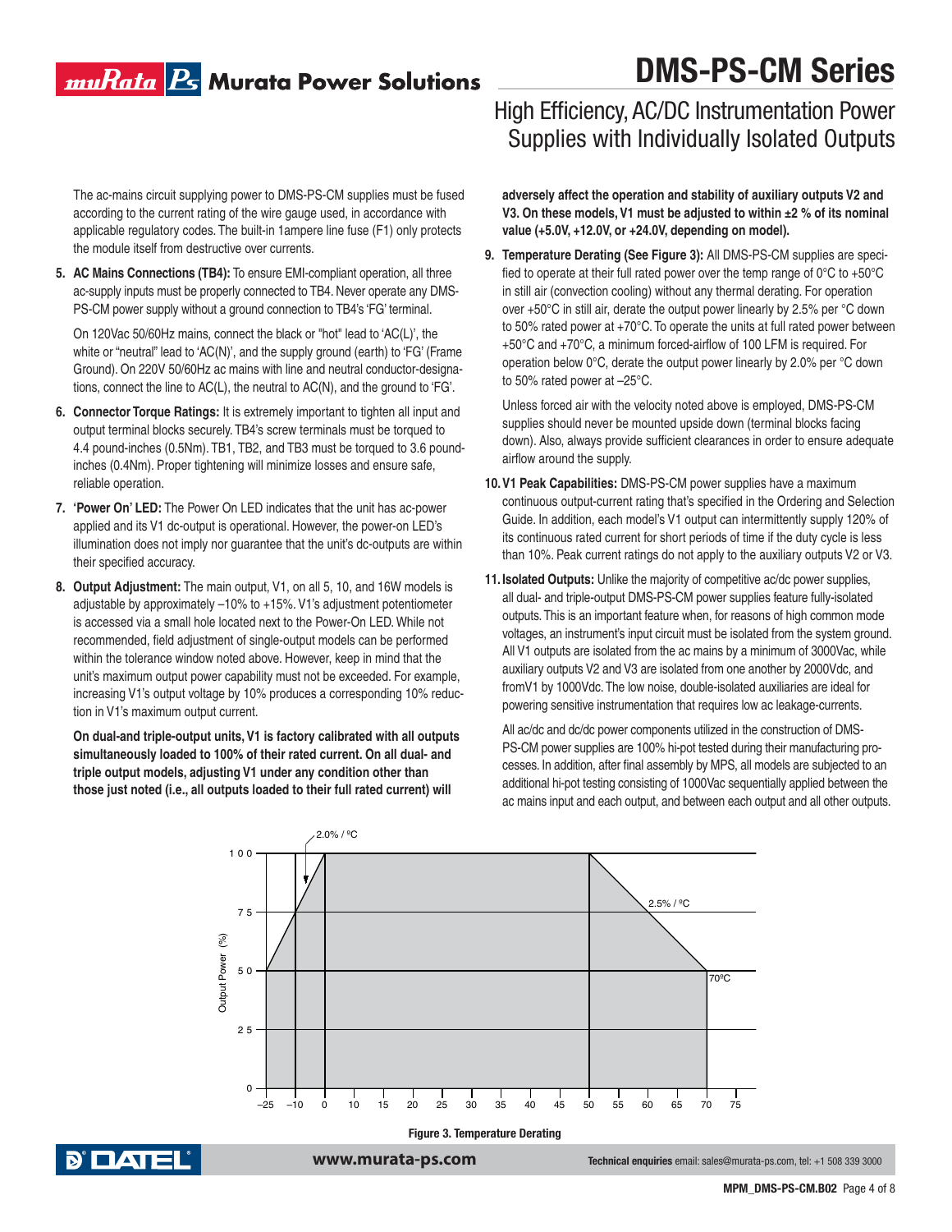The ac-mains circuit supplying power to DMS-PS-CM supplies must be fused according to the current rating of the wire gauge used, in accordance with applicable regulatory codes. The built-in 1ampere line fuse (F1) only protects the module itself from destructive over currents.

5. **AC Mains Connections (TB4):** To ensure EMI-compliant operation, all three ac-supply inputs must be properly connected to TB4. Never operate any DMS-PS-CM power supply without a ground connection to TB4's 'FG' terminal.

   On 120Vac 50/60Hz mains, connect the black or "hot" lead to 'AC(L)', the white or "neutral" lead to 'AC(N)', and the supply ground (earth) to 'FG' (Frame Ground). On 220V 50/60Hz ac mains with line and neutral conductor-designations, connect the line to AC(L), the neutral to AC(N), and the ground to 'FG'.

6. **Connector Torque Ratings:** It is extremely important to tighten all input and output terminal blocks securely. TB4's screw terminals must be torqued to 4.4 pound-inches (0.5Nm). TB1, TB2, and TB3 must be torqued to 3.6 pound-inches (0.4Nm). Proper tightening will minimize losses and ensure safe, reliable operation.

7. **'Power On' LED:** The Power On LED indicates that the unit has ac-power applied and its V1 dc-output is operational. However, the power-on LED's illumination does not imply nor guarantee that the unit's dc-outputs are within their specified accuracy.

8. **Output Adjustment:** The main output, V1, on all 5, 10, and 16W models is adjustable by approximately –10% to +15%. V1's adjustment potentiometer is accessed via a small hole located next to the Power-On LED. While not recommended, field adjustment of single-output models can be performed within the tolerance window noted above. However, keep in mind that the unit's maximum output power capability must not be exceeded. For example, increasing V1's output voltage by 10% produces a corresponding 10% reduction in V1's maximum output current.

   **On dual-and triple-output units, V1 is factory calibrated with all outputs simultaneously loaded to 100% of their rated current. On all dual- and triple output models, adjusting V1 under any condition other than those just noted (i.e., all outputs loaded to their full rated current) will adversely affect the operation and stability of auxiliary outputs V2 and V3. On these models, V1 must be adjusted to within ±2 % of its nominal value (+5.0V, +12.0V, or +24.0V, depending on model).**

9. **Temperature Derating (See Figure 3):** All DMS-PS-CM supplies are specified to operate at their full rated power over the temp range of 0°C to +50°C in still air (convection cooling) without any thermal derating. For operation over +50°C in still air, derate the output power linearly by 2.5% per °C down to 50% rated power at +70°C. To operate the units at full rated power between +50°C and +70°C, a minimum forced-airflow of 100 LFM is required. For operation below 0°C, derate the output power linearly by 2.0% per °C down to 50% rated power at –25°C.

   Unless forced air with the velocity noted above is employed, DMS-PS-CM supplies should never be mounted upside down (terminal blocks facing down). Also, always provide sufficient clearances in order to ensure adequate airflow around the supply.

10. **V1 Peak Capabilities:** DMS-PS-CM power supplies have a maximum continuous output-current rating that's specified in the Ordering and Selection Guide. In addition, each model's V1 output can intermittently supply 120% of its continuous rated current for short periods of time if the duty cycle is less than 10%. Peak current ratings do not apply to the auxiliary outputs V2 or V3.

11. **Isolated Outputs:** Unlike the majority of competitive ac/dc power supplies, all dual- and triple-output DMS-PS-CM power supplies feature fully-isolated outputs. This is an important feature when, for reasons of high common mode voltages, an instrument's input circuit must be isolated from the system ground. All V1 outputs are isolated from the ac mains by a minimum of 3000Vac, while auxiliary outputs V2 and V3 are isolated from one another by 2000Vdc, and fromV1 by 1000Vdc. The low noise, double-isolated auxiliaries are ideal for powering sensitive instrumentation that requires low ac leakage-currents.

    All ac/dc and dc/dc power components utilized in the construction of DMS-PS-CM power supplies are 100% hi-pot tested during their manufacturing processes. In addition, after final assembly by MPS, all models are subjected to an additional hi-pot testing consisting of 1000Vac sequentially applied between the ac mains input and each output, and between each output and all other outputs.

**Figure 3. Temperature Derating**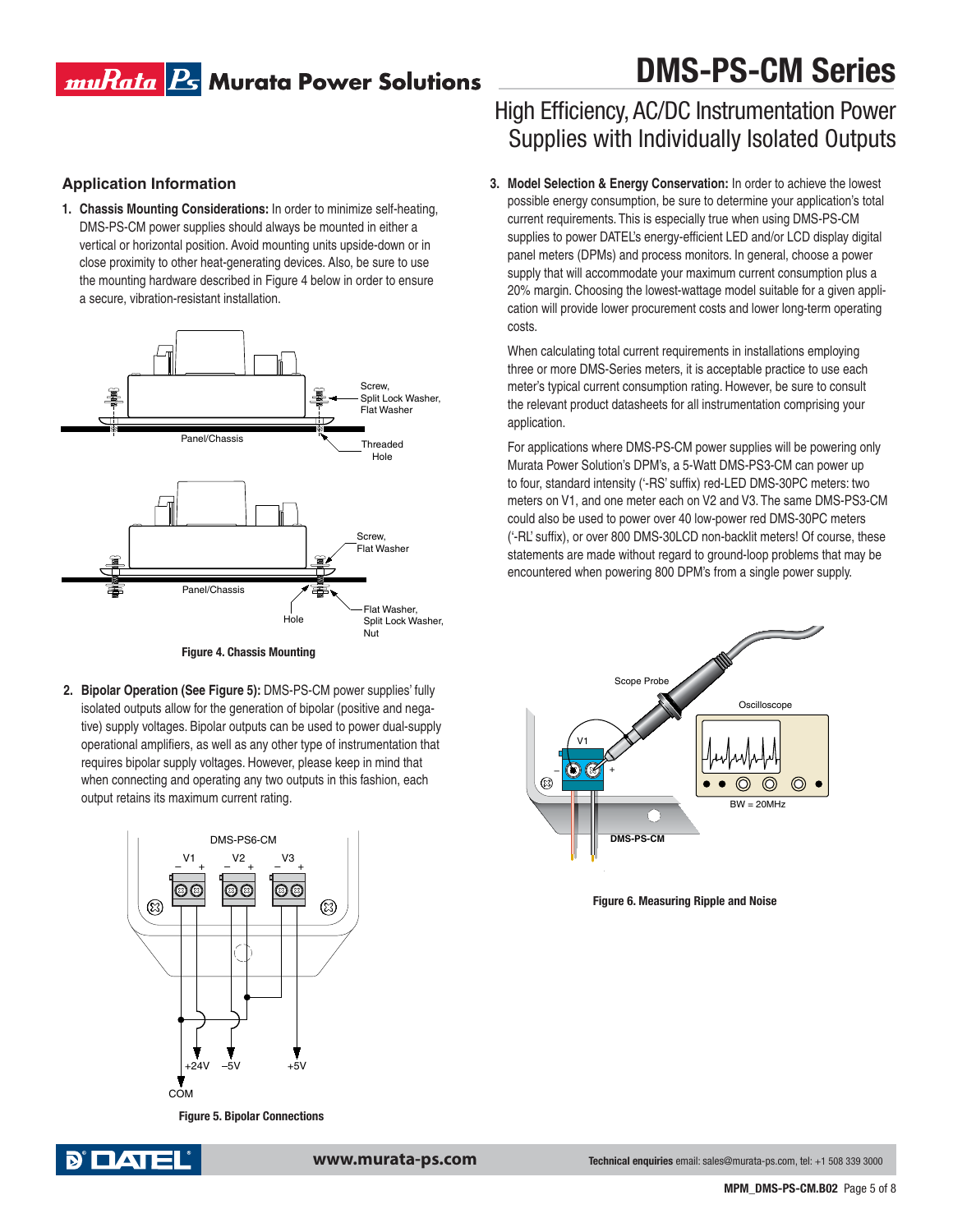## Application Information

1. **Chassis Mounting Considerations:** In order to minimize self-heating, DMS-PS-CM power supplies should always be mounted in either a vertical or horizontal position. Avoid mounting units upside-down or in close proximity to other heat-generating devices. Also, be sure to use the mounting hardware described in Figure 4 below in order to ensure a secure, vibration-resistant installation.

Screw, Split Lock Washer, Flat Washer

Panel/Chassis

Threaded Hole

Screw, Flat Washer

Panel/Chassis

Hole

Flat Washer, Split Lock Washer, Nut

**Figure 4. Chassis Mounting**

2. **Bipolar Operation (See Figure 5):** DMS-PS-CM power supplies' fully isolated outputs allow for the generation of bipolar (positive and negative) supply voltages. Bipolar outputs can be used to power dual-supply operational amplifiers, as well as any other type of instrumentation that requires bipolar supply voltages. However, please keep in mind that when connecting and operating any two outputs in this fashion, each output retains its maximum current rating.

DMS-PS6-CM

V1 – +, V2 – +, V3 – +

+24V, –5V, +5V

COM

**Figure 5. Bipolar Connections**

3. **Model Selection & Energy Conservation:** In order to achieve the lowest possible energy consumption, be sure to determine your application's total current requirements. This is especially true when using DMS-PS-CM supplies to power DATEL's energy-efficient LED and/or LCD display digital panel meters (DPMs) and process monitors. In general, choose a power supply that will accommodate your maximum current consumption plus a 20% margin. Choosing the lowest-wattage model suitable for a given application will provide lower procurement costs and lower long-term operating costs.

   When calculating total current requirements in installations employing three or more DMS-Series meters, it is acceptable practice to use each meter's typical current consumption rating. However, be sure to consult the relevant product datasheets for all instrumentation comprising your application.

   For applications where DMS-PS-CM power supplies will be powering only Murata Power Solution's DPM's, a 5-Watt DMS-PS3-CM can power up to four, standard intensity ('-RS' suffix) red-LED DMS-30PC meters: two meters on V1, and one meter each on V2 and V3. The same DMS-PS3-CM could also be used to power over 40 low-power red DMS-30PC meters ('-RL' suffix), or over 800 DMS-30LCD non-backlit meters! Of course, these statements are made without regard to ground-loop problems that may be encountered when powering 800 DPM's from a single power supply.

Scope Probe

Oscilloscope

V1

BW = 20MHz

DMS-PS-CM

**Figure 6. Measuring Ripple and Noise**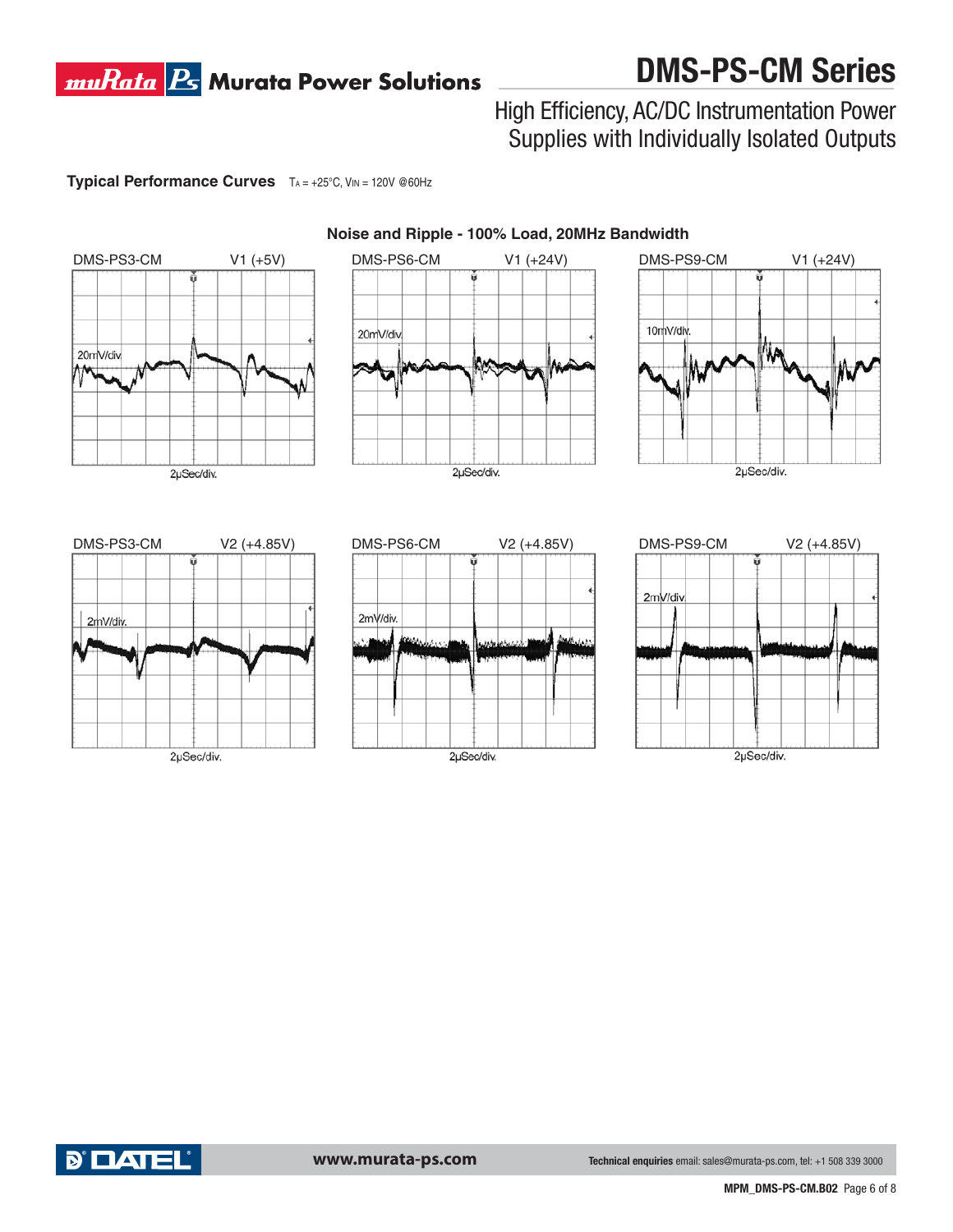**Typical Performance Curves** $T_A$ = +25°C, $V_{IN}$ = 120V @60Hz

### Noise and Ripple - 100% Load, 20MHz Bandwidth

DMS-PS3-CM V1 (+5V)

20mV/div

2µSec/div.

DMS-PS6-CM V1 (+24V)

20mV/div

2µSec/div.

DMS-PS9-CM V1 (+24V)

10mV/div.

2µSec/div.

DMS-PS3-CM V2 (+4.85V)

2mV/div.

2µSec/div.

DMS-PS6-CM V2 (+4.85V)

2mV/div.

2µSec/div.

DMS-PS9-CM V2 (+4.85V)

2mV/div

2µSec/div.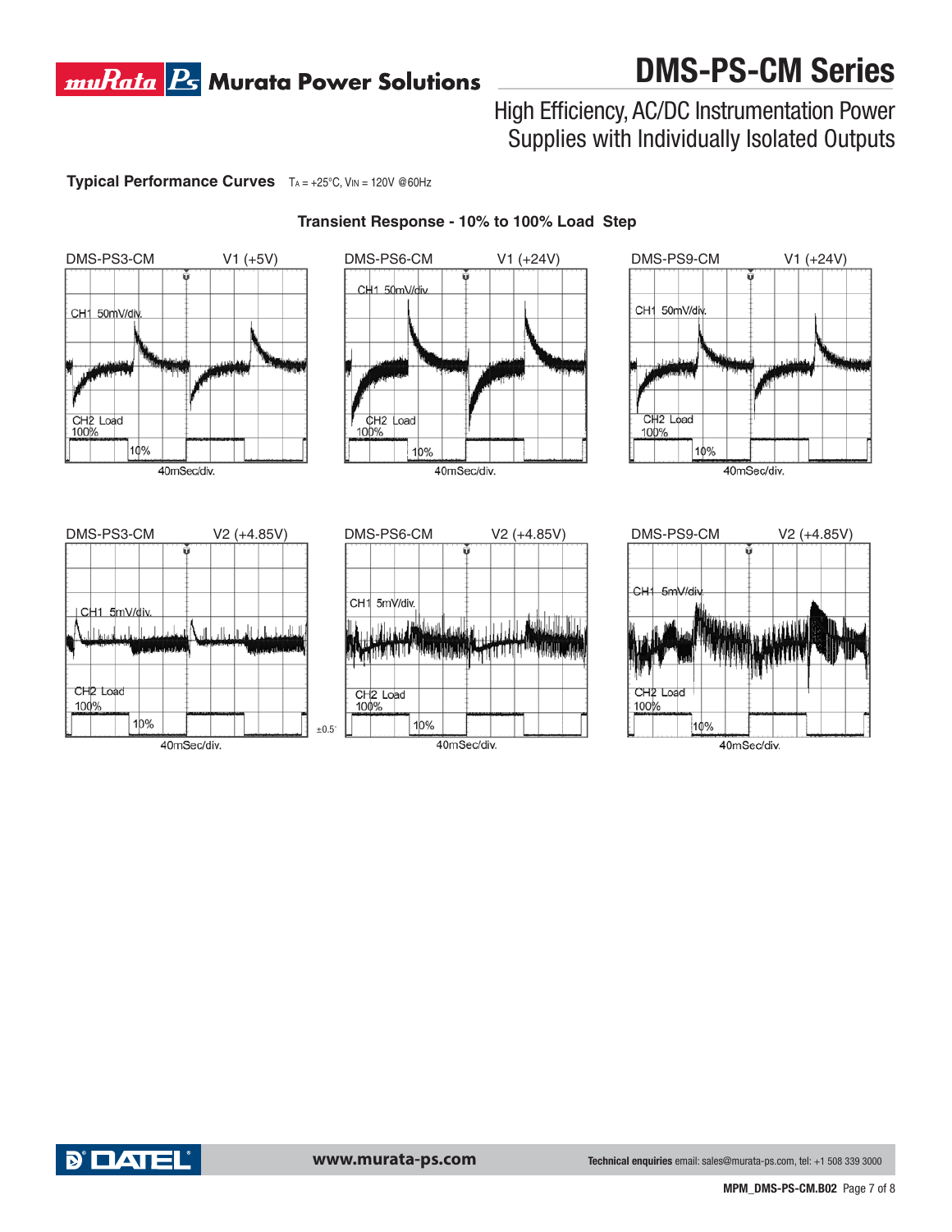## Typical Performance Curves

$T_A = +25°C$, $V_{IN} = 120V$ @60Hz

### Transient Response - 10% to 100% Load Step

DMS-PS3-CM V1 (+5V)

CH1 50mV/div.

CH2 Load 100%

10%

40mSec/div.

DMS-PS6-CM V1 (+24V)

CH1 50mV/div.

CH2 Load 100%

10%

40mSec/div.

DMS-PS9-CM V1 (+24V)

CH1 50mV/div.

CH2 Load 100%

10%

40mSec/div.

DMS-PS3-CM V2 (+4.85V)

CH1 5mV/div.

CH2 Load 100%

10%

40mSec/div.

DMS-PS6-CM V2 (+4.85V)

CH1 5mV/div.

CH2 Load 100%

10%

40mSec/div.

DMS-PS9-CM V2 (+4.85V)

CH1 5mV/div.

CH2 Load 100%

10%

40mSec/div.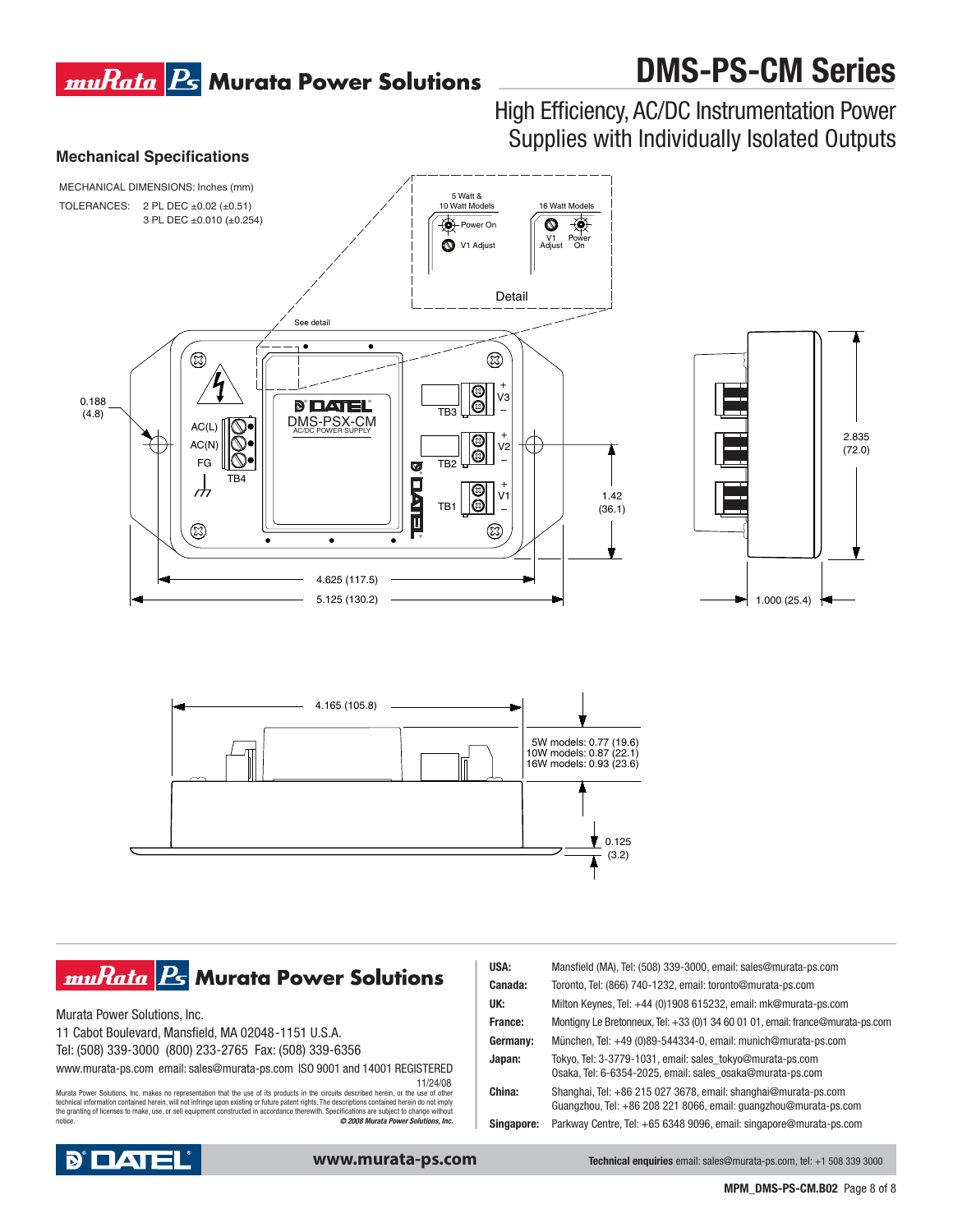# DMS-PS-CM Series

High Efficiency, AC/DC Instrumentation Power Supplies with Individually Isolated Outputs

## Mechanical Specifications

MECHANICAL DIMENSIONS: Inches (mm)

TOLERANCES: 2 PL DEC ±0.02 (±0.51)
3 PL DEC ±0.010 (±0.254)

Detail

5 Watt & 10 Watt Models
Power On
V1 Adjust

16 Watt Models
V1 Adjust
Power On

See detail

DATEL
DMS-PSX-CM
AC/DC POWER SUPPLY

AC(L)
AC(N)
FG
TB4

TB3 + V3 –
TB2 + V2 –
TB1 + V1 –

0.188 (4.8)
1.42 (36.1)
2.835 (72.0)
4.625 (117.5)
5.125 (130.2)
1.000 (25.4)

4.165 (105.8)
5W models: 0.77 (19.6)
10W models: 0.87 (22.1)
16W models: 0.93 (23.6)
0.125 (3.2)

---

**Murata Power Solutions**

Murata Power Solutions, Inc.
11 Cabot Boulevard, Mansfield, MA 02048-1151 U.S.A.
Tel: (508) 339-3000 (800) 233-2765 Fax: (508) 339-6356
www.murata-ps.com email: sales@murata-ps.com ISO 9001 and 14001 REGISTERED

11/24/08

Murata Power Solutions, Inc. makes no representation that the use of its products in the circuits described herein, or the use of other technical information contained herein, will not infringe upon existing or future patent rights. The descriptions contained herein do not imply the granting of licenses to make, use, or sell equipment constructed in accordance therewith. Specifications are subject to change without notice.
***© 2008 Murata Power Solutions, Inc.***

| | |
|---|---|
| **USA:** | Mansfield (MA), Tel: (508) 339-3000, email: sales@murata-ps.com |
| **Canada:** | Toronto, Tel: (866) 740-1232, email: toronto@murata-ps.com |
| **UK:** | Milton Keynes, Tel: +44 (0)1908 615232, email: mk@murata-ps.com |
| **France:** | Montigny Le Bretonneux, Tel: +33 (0)1 34 60 01 01, email: france@murata-ps.com |
| **Germany:** | München, Tel: +49 (0)89-544334-0, email: munich@murata-ps.com |
| **Japan:** | Tokyo, Tel: 3-3779-1031, email: sales_tokyo@murata-ps.com<br>Osaka, Tel: 6-6354-2025, email: sales_osaka@murata-ps.com |
| **China:** | Shanghai, Tel: +86 215 027 3678, email: shanghai@murata-ps.com<br>Guangzhou, Tel: +86 208 221 8066, email: guangzhou@murata-ps.com |
| **Singapore:** | Parkway Centre, Tel: +65 6348 9096, email: singapore@murata-ps.com |

DATEL

**www.murata-ps.com**

**Technical enquiries** email: sales@murata-ps.com, tel: +1 508 339 3000